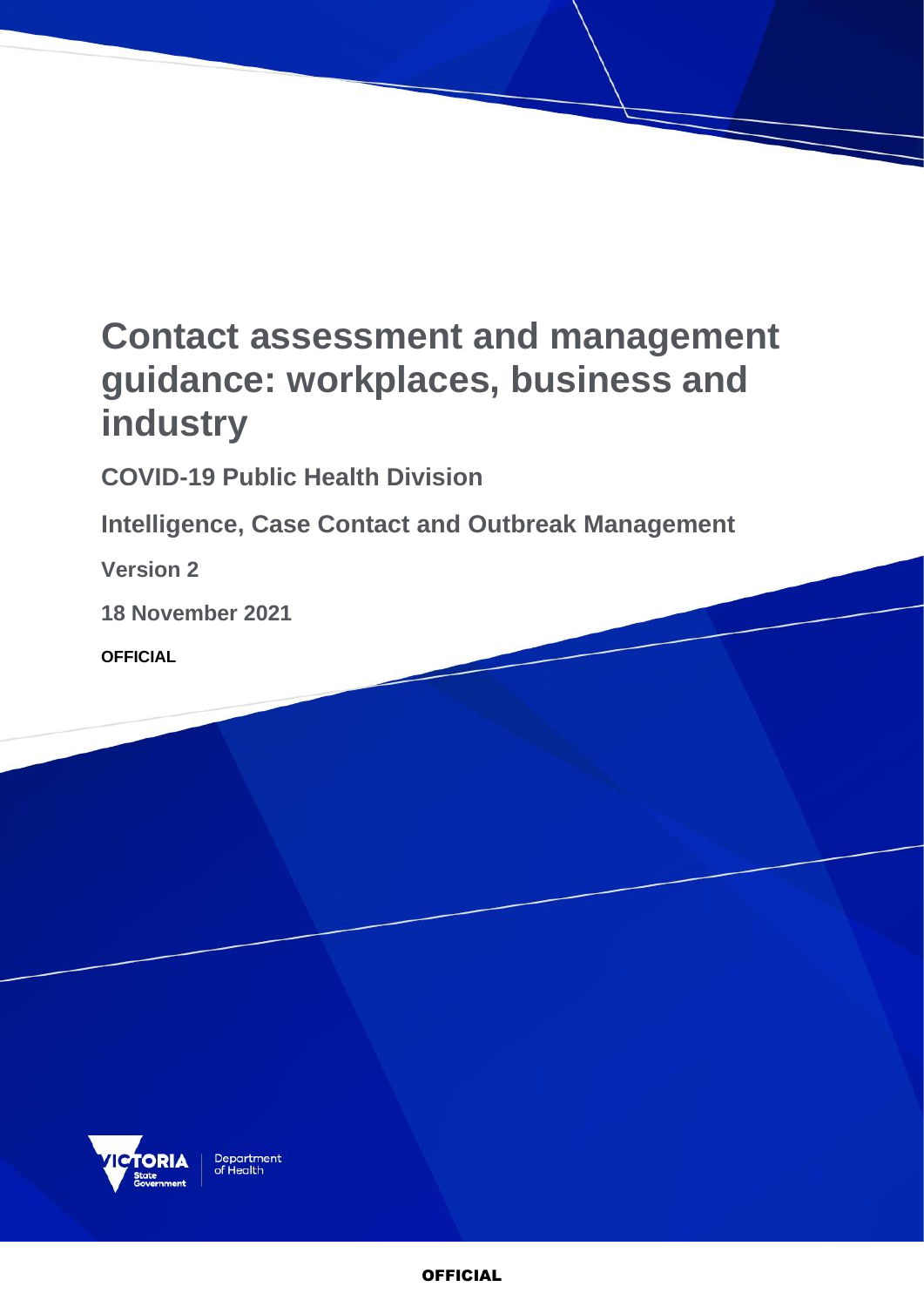# Contact assessment and management guidance: workplaces, business and industry

**COVID-19 Public Health Division**

**Intelligence, Case Contact and Outbreak Management**

**Version 2**

**18 November 2021**

**OFFICIAL**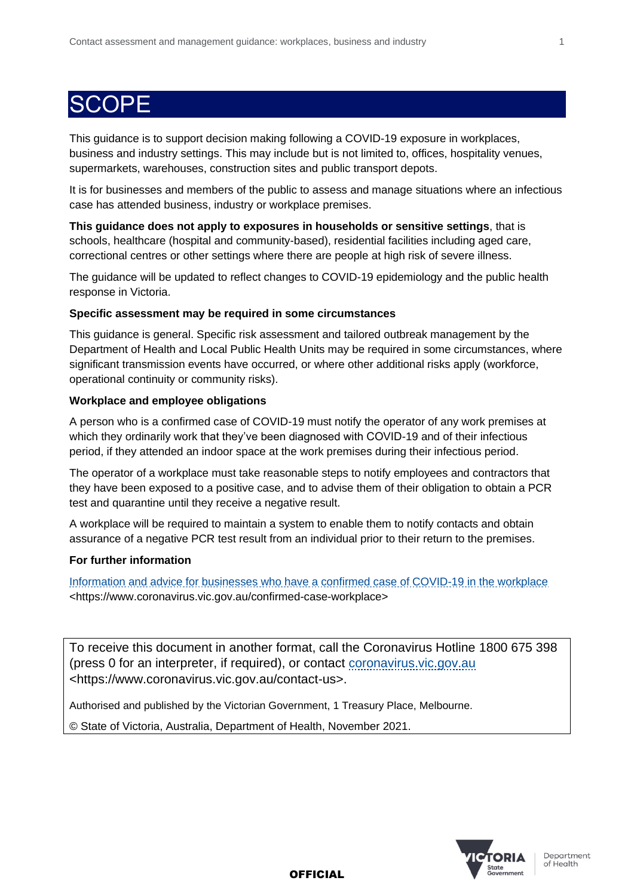# SCOPE

This guidance is to support decision making following a COVID-19 exposure in workplaces, business and industry settings. This may include but is not limited to, offices, hospitality venues, supermarkets, warehouses, construction sites and public transport depots.

It is for businesses and members of the public to assess and manage situations where an infectious case has attended business, industry or workplace premises.

**This guidance does not apply to exposures in households or sensitive settings**, that is schools, healthcare (hospital and community-based), residential facilities including aged care, correctional centres or other settings where there are people at high risk of severe illness.

The guidance will be updated to reflect changes to COVID-19 epidemiology and the public health response in Victoria.

**Specific assessment may be required in some circumstances**

This guidance is general. Specific risk assessment and tailored outbreak management by the Department of Health and Local Public Health Units may be required in some circumstances, where significant transmission events have occurred, or where other additional risks apply (workforce, operational continuity or community risks).

**Workplace and employee obligations**

A person who is a confirmed case of COVID-19 must notify the operator of any work premises at which they ordinarily work that they've been diagnosed with COVID-19 and of their infectious period, if they attended an indoor space at the work premises during their infectious period.

The operator of a workplace must take reasonable steps to notify employees and contractors that they have been exposed to a positive case, and to advise them of their obligation to obtain a PCR test and quarantine until they receive a negative result.

A workplace will be required to maintain a system to enable them to notify contacts and obtain assurance of a negative PCR test result from an individual prior to their return to the premises.

**For further information**

Information and advice for businesses who have a confirmed case of COVID-19 in the workplace <https://www.coronavirus.vic.gov.au/confirmed-case-workplace>

To receive this document in another format, call the Coronavirus Hotline 1800 675 398 (press 0 for an interpreter, if required), or contact coronavirus.vic.gov.au <https://www.coronavirus.vic.gov.au/contact-us>.

Authorised and published by the Victorian Government, 1 Treasury Place, Melbourne.

© State of Victoria, Australia, Department of Health, November 2021.

OFFICIAL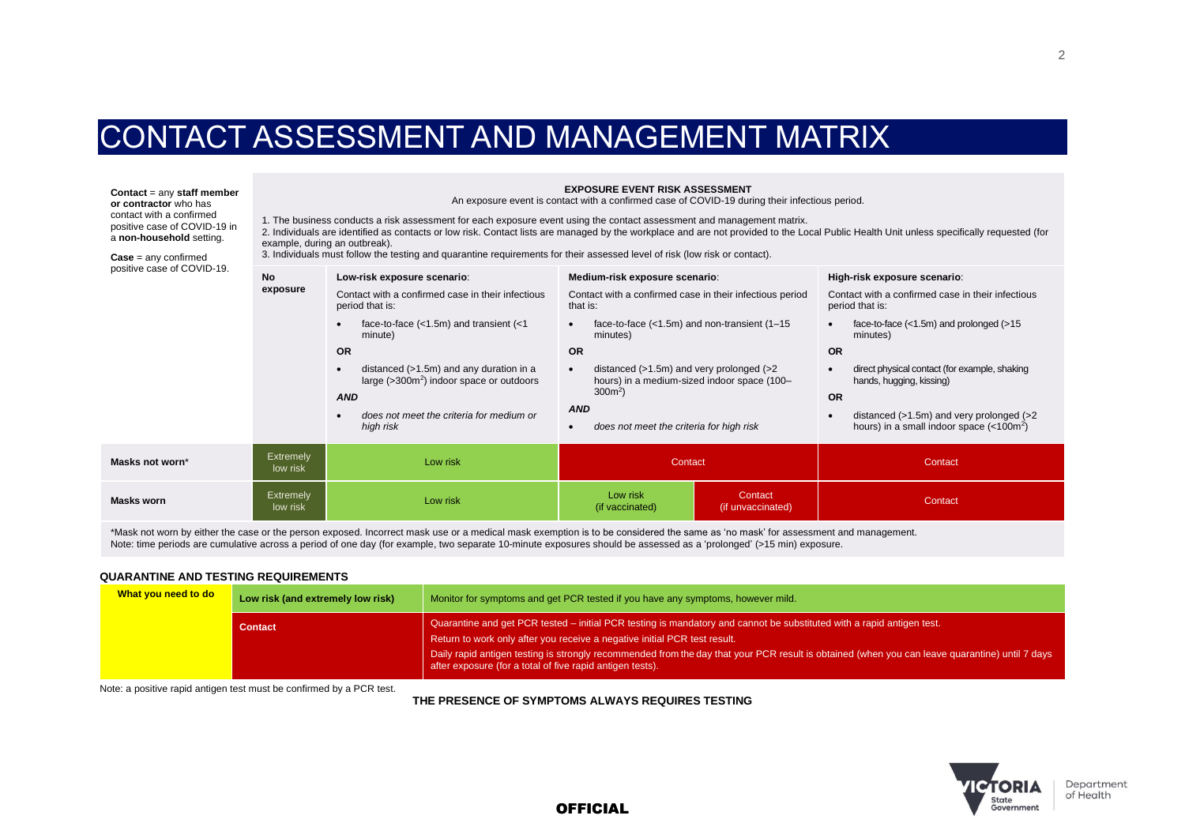# CONTACT ASSESSMENT AND MANAGEMENT MATRIX

**Contact** = any **staff member or contractor** who has contact with a confirmed positive case of COVID-19 in a **non-household** setting.

**Case** = any confirmed positive case of COVID-19.

**EXPOSURE EVENT RISK ASSESSMENT**

An exposure event is contact with a confirmed case of COVID-19 during their infectious period.

1. The business conducts a risk assessment for each exposure event using the contact assessment and management matrix.
2. Individuals are identified as contacts or low risk. Contact lists are managed by the workplace and are not provided to the Local Public Health Unit unless specifically requested (for example, during an outbreak).
3. Individuals must follow the testing and quarantine requirements for their assessed level of risk (low risk or contact).

| | **No exposure** | **Low-risk exposure scenario**: Contact with a confirmed case in their infectious period that is: • face-to-face (<1.5m) and transient (<1 minute) **OR** • distanced (>1.5m) and any duration in a large (>300m$^2$) indoor space or outdoors ***AND*** • *does not meet the criteria for medium or high risk* | **Medium-risk exposure scenario**: Contact with a confirmed case in their infectious period that is: • face-to-face (<1.5m) and non-transient (1–15 minutes) **OR** • distanced (>1.5m) and very prolonged (>2 hours) in a medium-sized indoor space (100–300m$^2$) ***AND*** • *does not meet the criteria for high risk* | | **High-risk exposure scenario**: Contact with a confirmed case in their infectious period that is: • face-to-face (<1.5m) and prolonged (>15 minutes) **OR** • direct physical contact (for example, shaking hands, hugging, kissing) **OR** • distanced (>1.5m) and very prolonged (>2 hours) in a small indoor space (<100m$^2$) |
|---|---|---|---|---|---|
| **Masks not worn*** | Extremely low risk | Low risk | Contact | | Contact |
| **Masks worn** | Extremely low risk | Low risk | Low risk (if vaccinated) | Contact (if unvaccinated) | Contact |

*Mask not worn by either the case or the person exposed. Incorrect mask use or a medical mask exemption is to be considered the same as 'no mask' for assessment and management.
Note: time periods are cumulative across a period of one day (for example, two separate 10-minute exposures should be assessed as a 'prolonged' (>15 min) exposure.

**QUARANTINE AND TESTING REQUIREMENTS**

| What you need to do | | |
|---|---|---|
| | **Low risk (and extremely low risk)** | Monitor for symptoms and get PCR tested if you have any symptoms, however mild. |
| | **Contact** | Quarantine and get PCR tested – initial PCR testing is mandatory and cannot be substituted with a rapid antigen test. Return to work only after you receive a negative initial PCR test result. Daily rapid antigen testing is strongly recommended from the day that your PCR result is obtained (when you can leave quarantine) until 7 days after exposure (for a total of five rapid antigen tests). |

Note: a positive rapid antigen test must be confirmed by a PCR test.

**THE PRESENCE OF SYMPTOMS ALWAYS REQUIRES TESTING**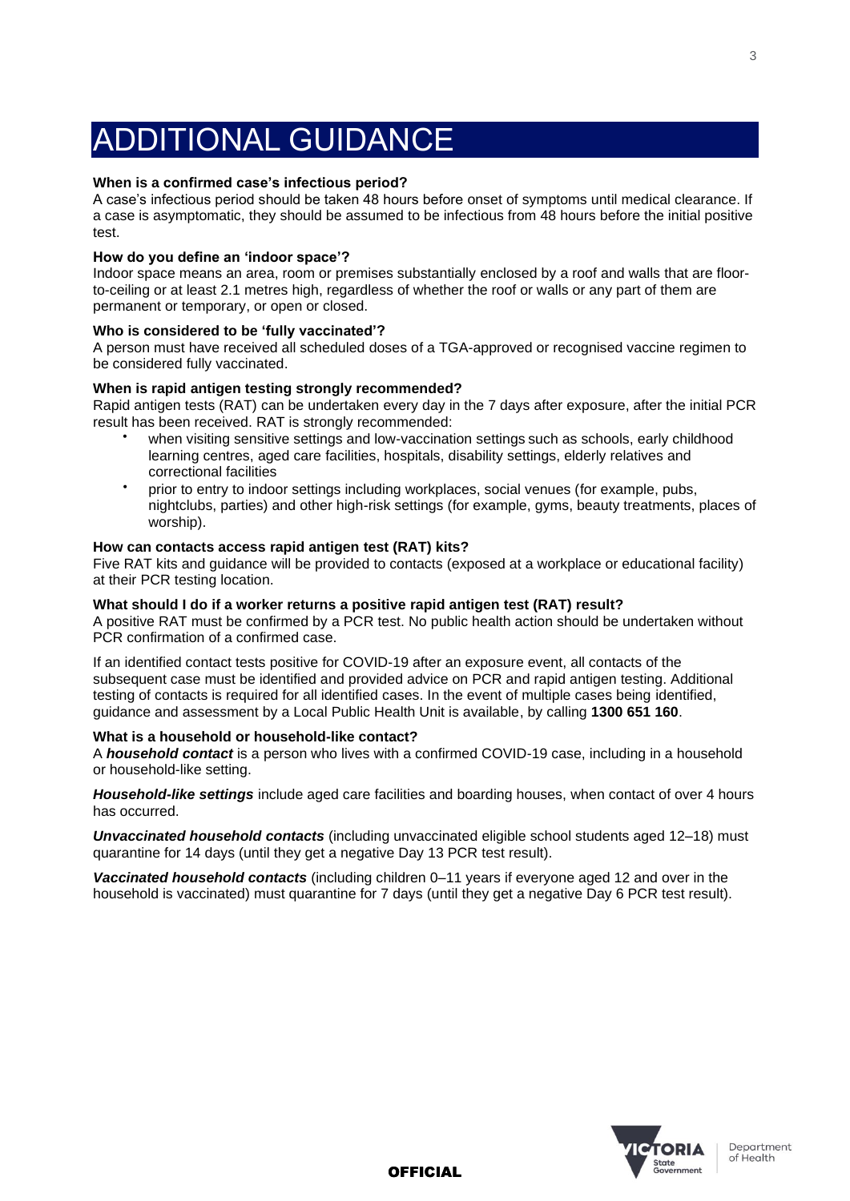# ADDITIONAL GUIDANCE

**When is a confirmed case's infectious period?**

A case's infectious period should be taken 48 hours before onset of symptoms until medical clearance. If a case is asymptomatic, they should be assumed to be infectious from 48 hours before the initial positive test.

**How do you define an 'indoor space'?**

Indoor space means an area, room or premises substantially enclosed by a roof and walls that are floor-to-ceiling or at least 2.1 metres high, regardless of whether the roof or walls or any part of them are permanent or temporary, or open or closed.

**Who is considered to be 'fully vaccinated'?**

A person must have received all scheduled doses of a TGA-approved or recognised vaccine regimen to be considered fully vaccinated.

**When is rapid antigen testing strongly recommended?**

Rapid antigen tests (RAT) can be undertaken every day in the 7 days after exposure, after the initial PCR result has been received. RAT is strongly recommended:

- when visiting sensitive settings and low-vaccination settings such as schools, early childhood learning centres, aged care facilities, hospitals, disability settings, elderly relatives and correctional facilities
- prior to entry to indoor settings including workplaces, social venues (for example, pubs, nightclubs, parties) and other high-risk settings (for example, gyms, beauty treatments, places of worship).

**How can contacts access rapid antigen test (RAT) kits?**

Five RAT kits and guidance will be provided to contacts (exposed at a workplace or educational facility) at their PCR testing location.

**What should I do if a worker returns a positive rapid antigen test (RAT) result?**

A positive RAT must be confirmed by a PCR test. No public health action should be undertaken without PCR confirmation of a confirmed case.

If an identified contact tests positive for COVID-19 after an exposure event, all contacts of the subsequent case must be identified and provided advice on PCR and rapid antigen testing. Additional testing of contacts is required for all identified cases. In the event of multiple cases being identified, guidance and assessment by a Local Public Health Unit is available, by calling **1300 651 160**.

**What is a household or household-like contact?**

A ***household contact*** is a person who lives with a confirmed COVID-19 case, including in a household or household-like setting.

***Household-like settings*** include aged care facilities and boarding houses, when contact of over 4 hours has occurred.

***Unvaccinated household contacts*** (including unvaccinated eligible school students aged 12–18) must quarantine for 14 days (until they get a negative Day 13 PCR test result).

***Vaccinated household contacts*** (including children 0–11 years if everyone aged 12 and over in the household is vaccinated) must quarantine for 7 days (until they get a negative Day 6 PCR test result).

OFFICIAL